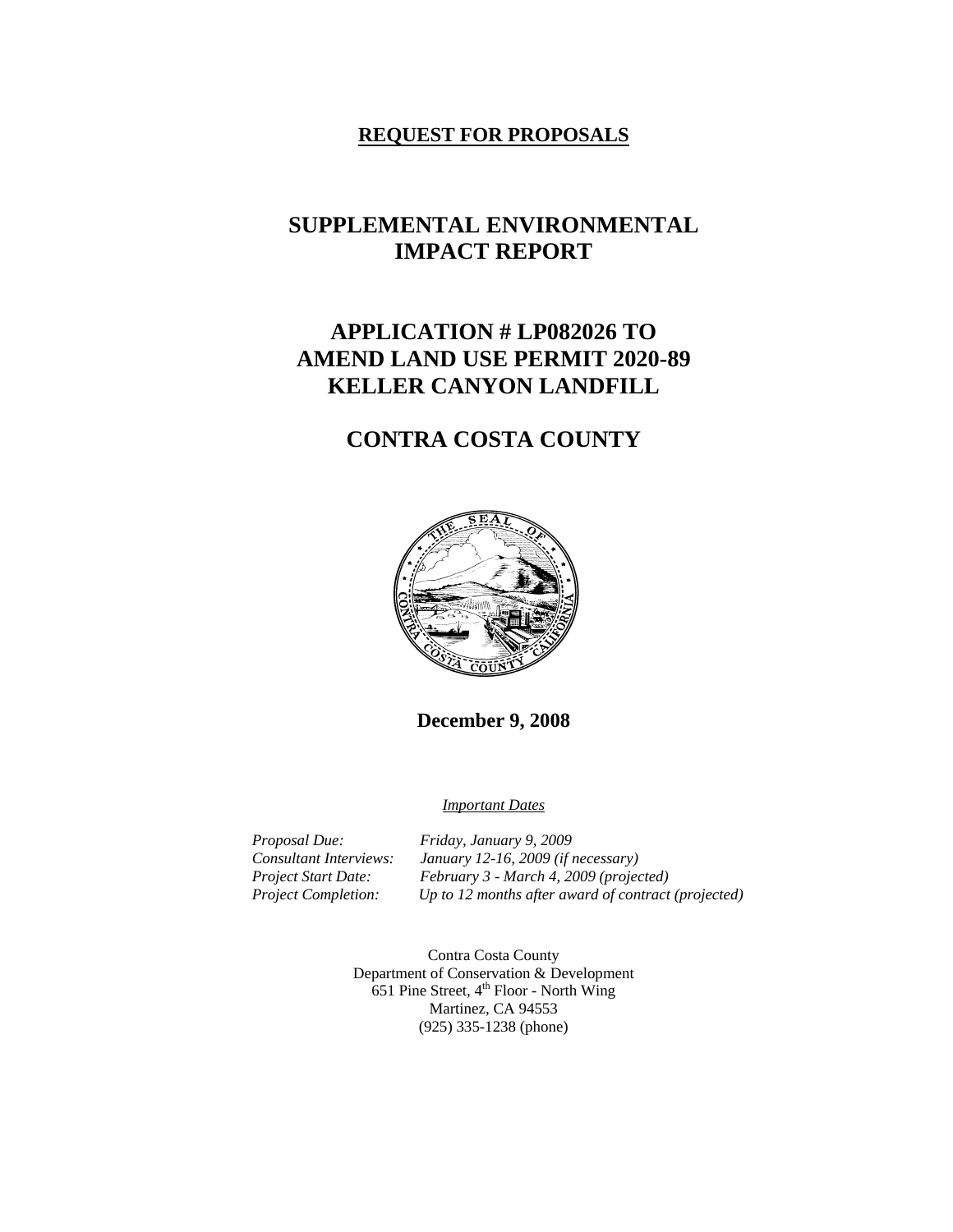**REQUEST FOR PROPOSALS**

# SUPPLEMENTAL ENVIRONMENTAL IMPACT REPORT

# APPLICATION # LP082026 TO AMEND LAND USE PERMIT 2020-89 KELLER CANYON LANDFILL

# CONTRA COSTA COUNTY

**December 9, 2008**

*Important Dates*

*Proposal Due:* *Friday, January 9, 2009*
*Consultant Interviews:* *January 12-16, 2009 (if necessary)*
*Project Start Date:* *February 3 - March 4, 2009 (projected)*
*Project Completion:* *Up to 12 months after award of contract (projected)*

Contra Costa County
Department of Conservation & Development
651 Pine Street, 4th Floor - North Wing
Martinez, CA 94553
(925) 335-1238 (phone)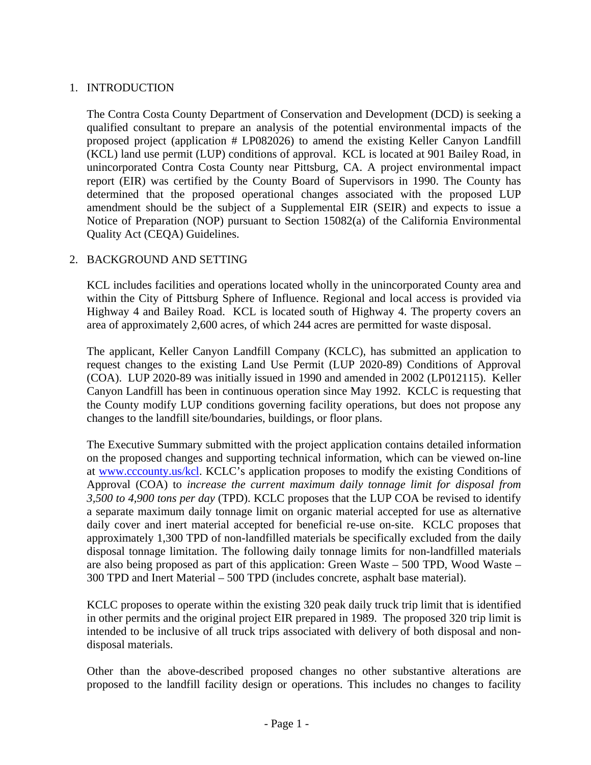## 1. INTRODUCTION

The Contra Costa County Department of Conservation and Development (DCD) is seeking a qualified consultant to prepare an analysis of the potential environmental impacts of the proposed project (application # LP082026) to amend the existing Keller Canyon Landfill (KCL) land use permit (LUP) conditions of approval. KCL is located at 901 Bailey Road, in unincorporated Contra Costa County near Pittsburg, CA. A project environmental impact report (EIR) was certified by the County Board of Supervisors in 1990. The County has determined that the proposed operational changes associated with the proposed LUP amendment should be the subject of a Supplemental EIR (SEIR) and expects to issue a Notice of Preparation (NOP) pursuant to Section 15082(a) of the California Environmental Quality Act (CEQA) Guidelines.

## 2. BACKGROUND AND SETTING

KCL includes facilities and operations located wholly in the unincorporated County area and within the City of Pittsburg Sphere of Influence. Regional and local access is provided via Highway 4 and Bailey Road. KCL is located south of Highway 4. The property covers an area of approximately 2,600 acres, of which 244 acres are permitted for waste disposal.

The applicant, Keller Canyon Landfill Company (KCLC), has submitted an application to request changes to the existing Land Use Permit (LUP 2020-89) Conditions of Approval (COA). LUP 2020-89 was initially issued in 1990 and amended in 2002 (LP012115). Keller Canyon Landfill has been in continuous operation since May 1992. KCLC is requesting that the County modify LUP conditions governing facility operations, but does not propose any changes to the landfill site/boundaries, buildings, or floor plans.

The Executive Summary submitted with the project application contains detailed information on the proposed changes and supporting technical information, which can be viewed on-line at [www.cccounty.us/kcl](http://www.cccounty.us/kcl). KCLC's application proposes to modify the existing Conditions of Approval (COA) to *increase the current maximum daily tonnage limit for disposal from 3,500 to 4,900 tons per day* (TPD). KCLC proposes that the LUP COA be revised to identify a separate maximum daily tonnage limit on organic material accepted for use as alternative daily cover and inert material accepted for beneficial re-use on-site. KCLC proposes that approximately 1,300 TPD of non-landfilled materials be specifically excluded from the daily disposal tonnage limitation. The following daily tonnage limits for non-landfilled materials are also being proposed as part of this application: Green Waste – 500 TPD, Wood Waste – 300 TPD and Inert Material – 500 TPD (includes concrete, asphalt base material).

KCLC proposes to operate within the existing 320 peak daily truck trip limit that is identified in other permits and the original project EIR prepared in 1989. The proposed 320 trip limit is intended to be inclusive of all truck trips associated with delivery of both disposal and non-disposal materials.

Other than the above-described proposed changes no other substantive alterations are proposed to the landfill facility design or operations. This includes no changes to facility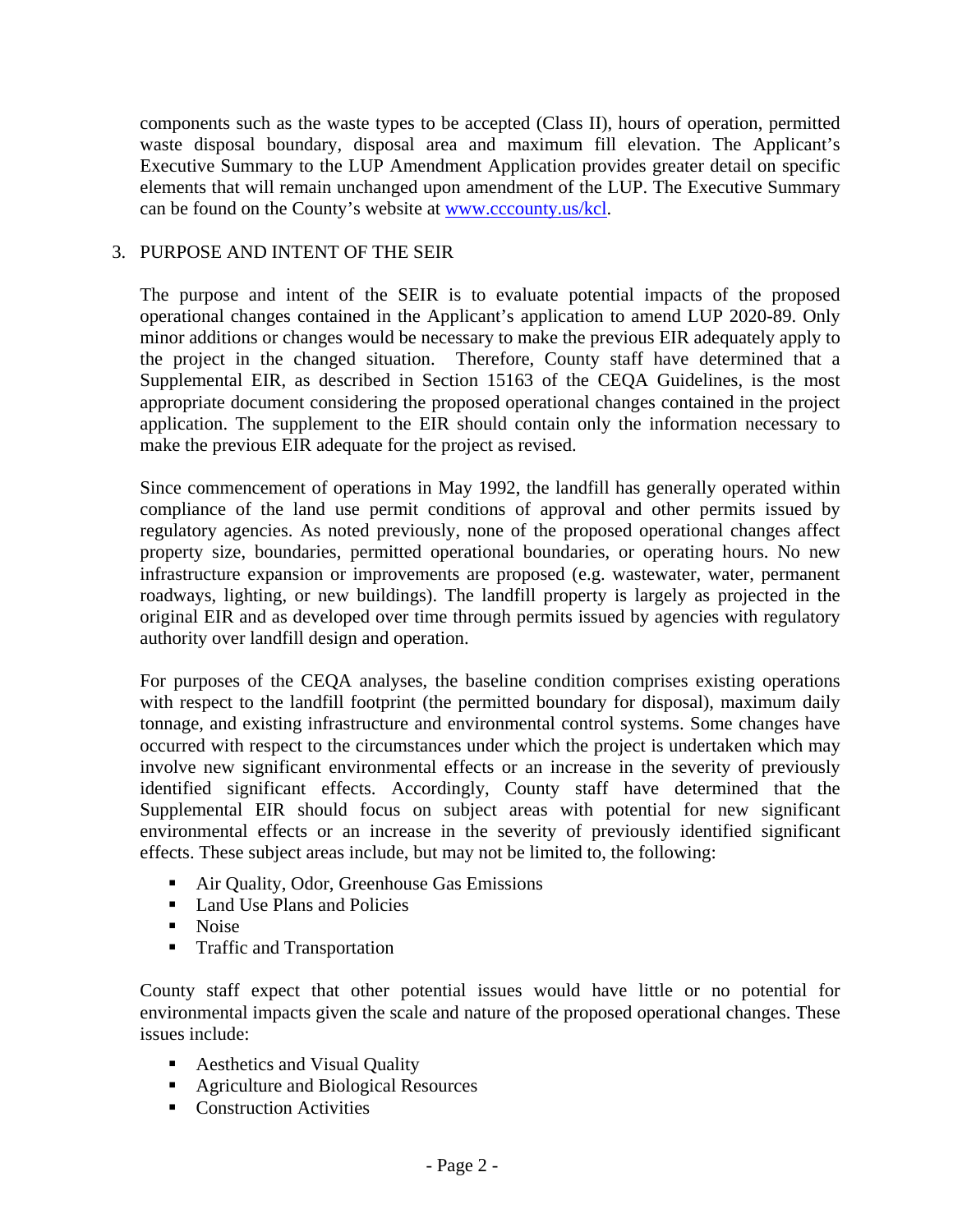components such as the waste types to be accepted (Class II), hours of operation, permitted waste disposal boundary, disposal area and maximum fill elevation. The Applicant's Executive Summary to the LUP Amendment Application provides greater detail on specific elements that will remain unchanged upon amendment of the LUP. The Executive Summary can be found on the County's website at [www.cccounty.us/kcl](www.cccounty.us/kcl).

3. PURPOSE AND INTENT OF THE SEIR

The purpose and intent of the SEIR is to evaluate potential impacts of the proposed operational changes contained in the Applicant's application to amend LUP 2020-89. Only minor additions or changes would be necessary to make the previous EIR adequately apply to the project in the changed situation. Therefore, County staff have determined that a Supplemental EIR, as described in Section 15163 of the CEQA Guidelines, is the most appropriate document considering the proposed operational changes contained in the project application. The supplement to the EIR should contain only the information necessary to make the previous EIR adequate for the project as revised.

Since commencement of operations in May 1992, the landfill has generally operated within compliance of the land use permit conditions of approval and other permits issued by regulatory agencies. As noted previously, none of the proposed operational changes affect property size, boundaries, permitted operational boundaries, or operating hours. No new infrastructure expansion or improvements are proposed (e.g. wastewater, water, permanent roadways, lighting, or new buildings). The landfill property is largely as projected in the original EIR and as developed over time through permits issued by agencies with regulatory authority over landfill design and operation.

For purposes of the CEQA analyses, the baseline condition comprises existing operations with respect to the landfill footprint (the permitted boundary for disposal), maximum daily tonnage, and existing infrastructure and environmental control systems. Some changes have occurred with respect to the circumstances under which the project is undertaken which may involve new significant environmental effects or an increase in the severity of previously identified significant effects. Accordingly, County staff have determined that the Supplemental EIR should focus on subject areas with potential for new significant environmental effects or an increase in the severity of previously identified significant effects. These subject areas include, but may not be limited to, the following:

- Air Quality, Odor, Greenhouse Gas Emissions
- Land Use Plans and Policies
- Noise
- Traffic and Transportation

County staff expect that other potential issues would have little or no potential for environmental impacts given the scale and nature of the proposed operational changes. These issues include:

- Aesthetics and Visual Quality
- Agriculture and Biological Resources
- Construction Activities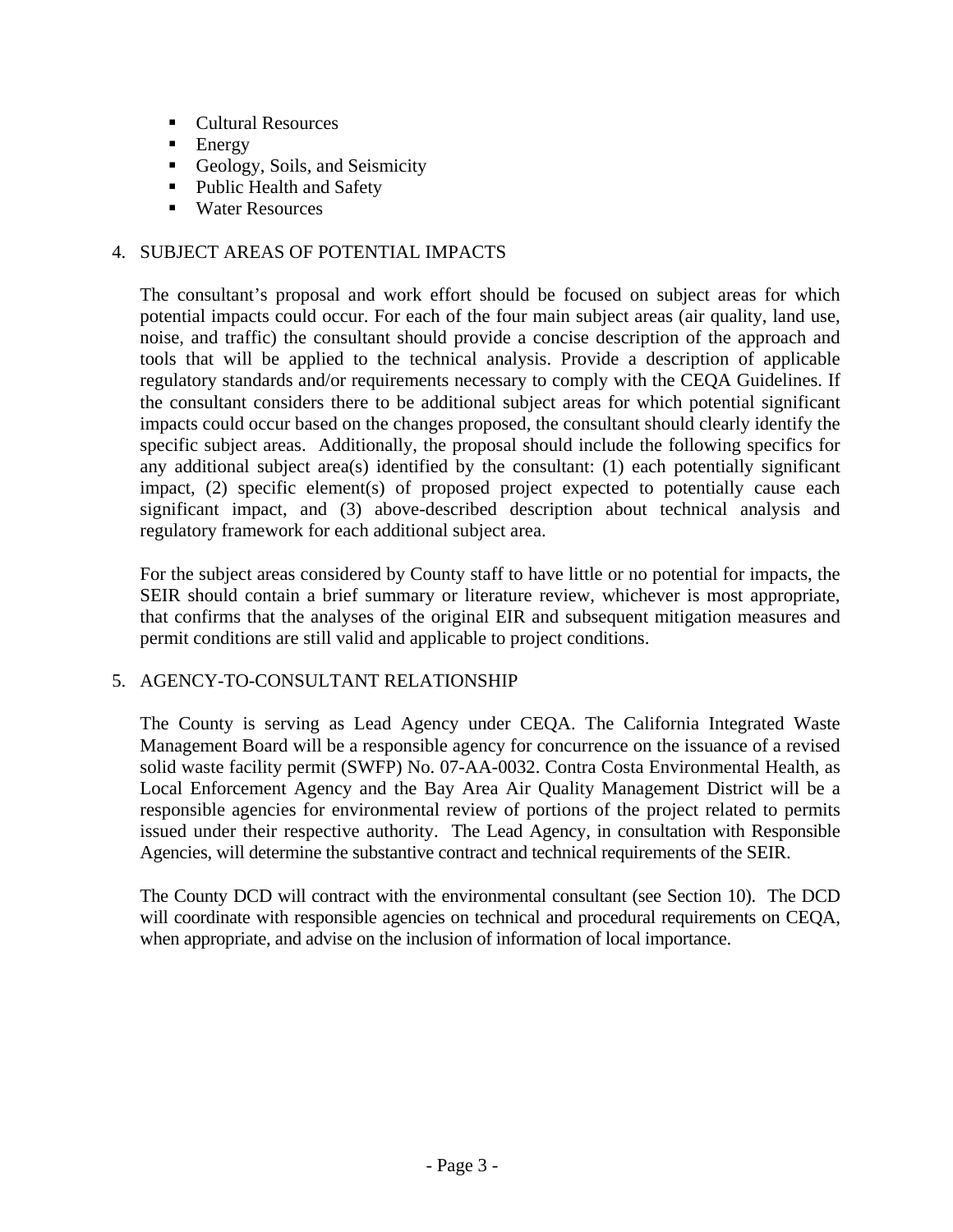- Cultural Resources
- Energy
- Geology, Soils, and Seismicity
- Public Health and Safety
- Water Resources

## 4. SUBJECT AREAS OF POTENTIAL IMPACTS

The consultant's proposal and work effort should be focused on subject areas for which potential impacts could occur. For each of the four main subject areas (air quality, land use, noise, and traffic) the consultant should provide a concise description of the approach and tools that will be applied to the technical analysis. Provide a description of applicable regulatory standards and/or requirements necessary to comply with the CEQA Guidelines. If the consultant considers there to be additional subject areas for which potential significant impacts could occur based on the changes proposed, the consultant should clearly identify the specific subject areas. Additionally, the proposal should include the following specifics for any additional subject area(s) identified by the consultant: (1) each potentially significant impact, (2) specific element(s) of proposed project expected to potentially cause each significant impact, and (3) above-described description about technical analysis and regulatory framework for each additional subject area.

For the subject areas considered by County staff to have little or no potential for impacts, the SEIR should contain a brief summary or literature review, whichever is most appropriate, that confirms that the analyses of the original EIR and subsequent mitigation measures and permit conditions are still valid and applicable to project conditions.

## 5. AGENCY-TO-CONSULTANT RELATIONSHIP

The County is serving as Lead Agency under CEQA. The California Integrated Waste Management Board will be a responsible agency for concurrence on the issuance of a revised solid waste facility permit (SWFP) No. 07-AA-0032. Contra Costa Environmental Health, as Local Enforcement Agency and the Bay Area Air Quality Management District will be a responsible agencies for environmental review of portions of the project related to permits issued under their respective authority. The Lead Agency, in consultation with Responsible Agencies, will determine the substantive contract and technical requirements of the SEIR.

The County DCD will contract with the environmental consultant (see Section 10). The DCD will coordinate with responsible agencies on technical and procedural requirements on CEQA, when appropriate, and advise on the inclusion of information of local importance.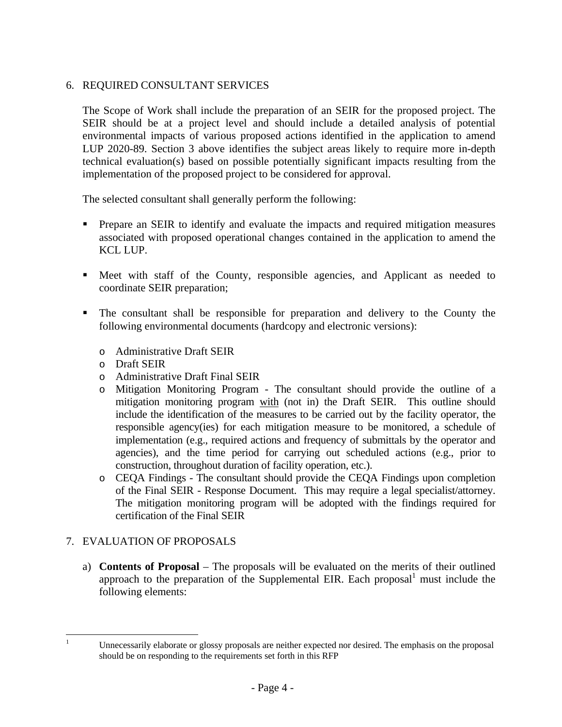## 6. REQUIRED CONSULTANT SERVICES

The Scope of Work shall include the preparation of an SEIR for the proposed project. The SEIR should be at a project level and should include a detailed analysis of potential environmental impacts of various proposed actions identified in the application to amend LUP 2020-89. Section 3 above identifies the subject areas likely to require more in-depth technical evaluation(s) based on possible potentially significant impacts resulting from the implementation of the proposed project to be considered for approval.

The selected consultant shall generally perform the following:

- Prepare an SEIR to identify and evaluate the impacts and required mitigation measures associated with proposed operational changes contained in the application to amend the KCL LUP.
- Meet with staff of the County, responsible agencies, and Applicant as needed to coordinate SEIR preparation;
- The consultant shall be responsible for preparation and delivery to the County the following environmental documents (hardcopy and electronic versions):
  - Administrative Draft SEIR
  - Draft SEIR
  - Administrative Draft Final SEIR
  - Mitigation Monitoring Program - The consultant should provide the outline of a mitigation monitoring program <u>with</u> (not in) the Draft SEIR. This outline should include the identification of the measures to be carried out by the facility operator, the responsible agency(ies) for each mitigation measure to be monitored, a schedule of implementation (e.g., required actions and frequency of submittals by the operator and agencies), and the time period for carrying out scheduled actions (e.g., prior to construction, throughout duration of facility operation, etc.).
  - CEQA Findings - The consultant should provide the CEQA Findings upon completion of the Final SEIR - Response Document. This may require a legal specialist/attorney. The mitigation monitoring program will be adopted with the findings required for certification of the Final SEIR

## 7. EVALUATION OF PROPOSALS

a) **Contents of Proposal** – The proposals will be evaluated on the merits of their outlined approach to the preparation of the Supplemental EIR. Each proposal[1] must include the following elements:

---

[1] Unnecessarily elaborate or glossy proposals are neither expected nor desired. The emphasis on the proposal should be on responding to the requirements set forth in this RFP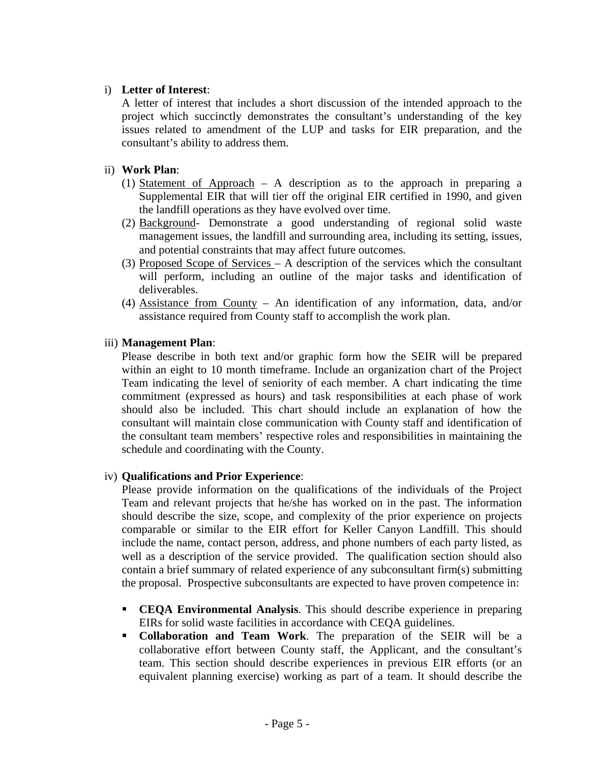i) **Letter of Interest**:

A letter of interest that includes a short discussion of the intended approach to the project which succinctly demonstrates the consultant's understanding of the key issues related to amendment of the LUP and tasks for EIR preparation, and the consultant's ability to address them.

ii) **Work Plan**:

(1) Statement of Approach – A description as to the approach in preparing a Supplemental EIR that will tier off the original EIR certified in 1990, and given the landfill operations as they have evolved over time.

(2) Background- Demonstrate a good understanding of regional solid waste management issues, the landfill and surrounding area, including its setting, issues, and potential constraints that may affect future outcomes.

(3) Proposed Scope of Services – A description of the services which the consultant will perform, including an outline of the major tasks and identification of deliverables.

(4) Assistance from County – An identification of any information, data, and/or assistance required from County staff to accomplish the work plan.

iii) **Management Plan**:

Please describe in both text and/or graphic form how the SEIR will be prepared within an eight to 10 month timeframe. Include an organization chart of the Project Team indicating the level of seniority of each member. A chart indicating the time commitment (expressed as hours) and task responsibilities at each phase of work should also be included. This chart should include an explanation of how the consultant will maintain close communication with County staff and identification of the consultant team members' respective roles and responsibilities in maintaining the schedule and coordinating with the County.

iv) **Qualifications and Prior Experience**:

Please provide information on the qualifications of the individuals of the Project Team and relevant projects that he/she has worked on in the past. The information should describe the size, scope, and complexity of the prior experience on projects comparable or similar to the EIR effort for Keller Canyon Landfill. This should include the name, contact person, address, and phone numbers of each party listed, as well as a description of the service provided. The qualification section should also contain a brief summary of related experience of any subconsultant firm(s) submitting the proposal. Prospective subconsultants are expected to have proven competence in:

- **CEQA Environmental Analysis**. This should describe experience in preparing EIRs for solid waste facilities in accordance with CEQA guidelines.
- **Collaboration and Team Work**. The preparation of the SEIR will be a collaborative effort between County staff, the Applicant, and the consultant's team. This section should describe experiences in previous EIR efforts (or an equivalent planning exercise) working as part of a team. It should describe the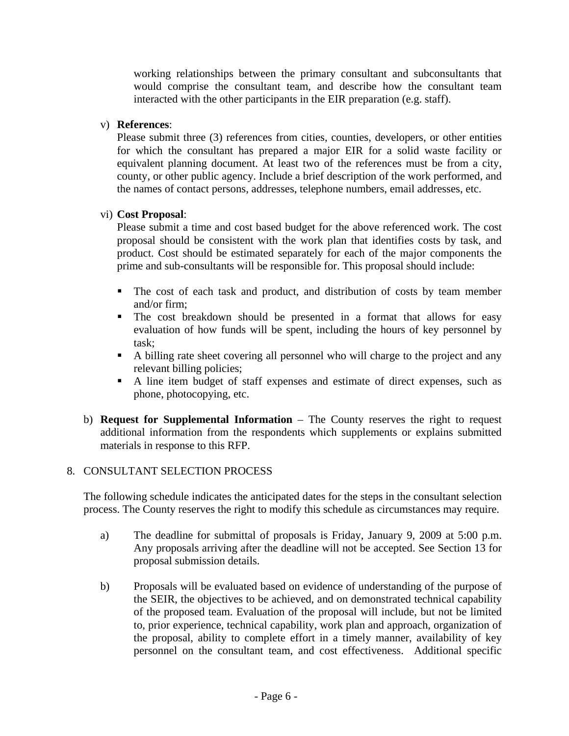working relationships between the primary consultant and subconsultants that would comprise the consultant team, and describe how the consultant team interacted with the other participants in the EIR preparation (e.g. staff).

v) **References**:
Please submit three (3) references from cities, counties, developers, or other entities for which the consultant has prepared a major EIR for a solid waste facility or equivalent planning document. At least two of the references must be from a city, county, or other public agency. Include a brief description of the work performed, and the names of contact persons, addresses, telephone numbers, email addresses, etc.

vi) **Cost Proposal**:
Please submit a time and cost based budget for the above referenced work. The cost proposal should be consistent with the work plan that identifies costs by task, and product. Cost should be estimated separately for each of the major components the prime and sub-consultants will be responsible for. This proposal should include:

- The cost of each task and product, and distribution of costs by team member and/or firm;
- The cost breakdown should be presented in a format that allows for easy evaluation of how funds will be spent, including the hours of key personnel by task;
- A billing rate sheet covering all personnel who will charge to the project and any relevant billing policies;
- A line item budget of staff expenses and estimate of direct expenses, such as phone, photocopying, etc.

b) **Request for Supplemental Information** – The County reserves the right to request additional information from the respondents which supplements or explains submitted materials in response to this RFP.

8. CONSULTANT SELECTION PROCESS

The following schedule indicates the anticipated dates for the steps in the consultant selection process. The County reserves the right to modify this schedule as circumstances may require.

a) The deadline for submittal of proposals is Friday, January 9, 2009 at 5:00 p.m. Any proposals arriving after the deadline will not be accepted. See Section 13 for proposal submission details.

b) Proposals will be evaluated based on evidence of understanding of the purpose of the SEIR, the objectives to be achieved, and on demonstrated technical capability of the proposed team. Evaluation of the proposal will include, but not be limited to, prior experience, technical capability, work plan and approach, organization of the proposal, ability to complete effort in a timely manner, availability of key personnel on the consultant team, and cost effectiveness. Additional specific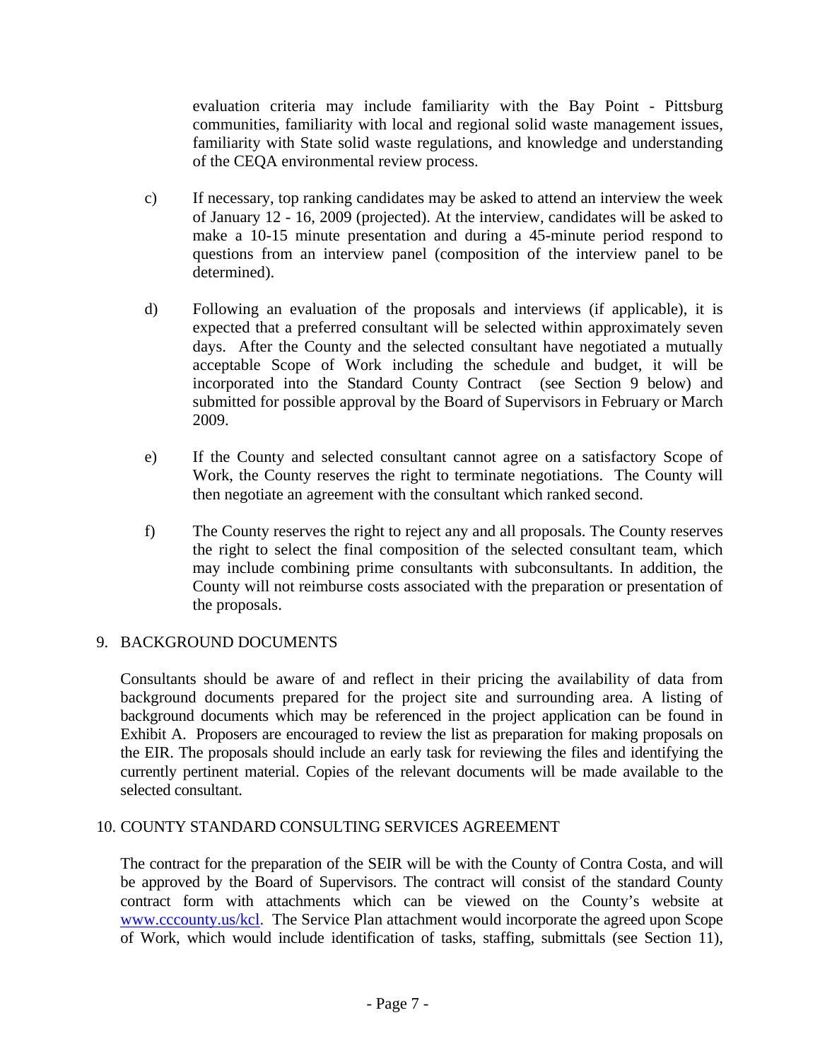evaluation criteria may include familiarity with the Bay Point - Pittsburg communities, familiarity with local and regional solid waste management issues, familiarity with State solid waste regulations, and knowledge and understanding of the CEQA environmental review process.

c) If necessary, top ranking candidates may be asked to attend an interview the week of January 12 - 16, 2009 (projected). At the interview, candidates will be asked to make a 10-15 minute presentation and during a 45-minute period respond to questions from an interview panel (composition of the interview panel to be determined).

d) Following an evaluation of the proposals and interviews (if applicable), it is expected that a preferred consultant will be selected within approximately seven days. After the County and the selected consultant have negotiated a mutually acceptable Scope of Work including the schedule and budget, it will be incorporated into the Standard County Contract (see Section 9 below) and submitted for possible approval by the Board of Supervisors in February or March 2009.

e) If the County and selected consultant cannot agree on a satisfactory Scope of Work, the County reserves the right to terminate negotiations. The County will then negotiate an agreement with the consultant which ranked second.

f) The County reserves the right to reject any and all proposals. The County reserves the right to select the final composition of the selected consultant team, which may include combining prime consultants with subconsultants. In addition, the County will not reimburse costs associated with the preparation or presentation of the proposals.

## 9. BACKGROUND DOCUMENTS

Consultants should be aware of and reflect in their pricing the availability of data from background documents prepared for the project site and surrounding area. A listing of background documents which may be referenced in the project application can be found in Exhibit A. Proposers are encouraged to review the list as preparation for making proposals on the EIR. The proposals should include an early task for reviewing the files and identifying the currently pertinent material. Copies of the relevant documents will be made available to the selected consultant.

## 10. COUNTY STANDARD CONSULTING SERVICES AGREEMENT

The contract for the preparation of the SEIR will be with the County of Contra Costa, and will be approved by the Board of Supervisors. The contract will consist of the standard County contract form with attachments which can be viewed on the County's website at www.cccounty.us/kcl. The Service Plan attachment would incorporate the agreed upon Scope of Work, which would include identification of tasks, staffing, submittals (see Section 11),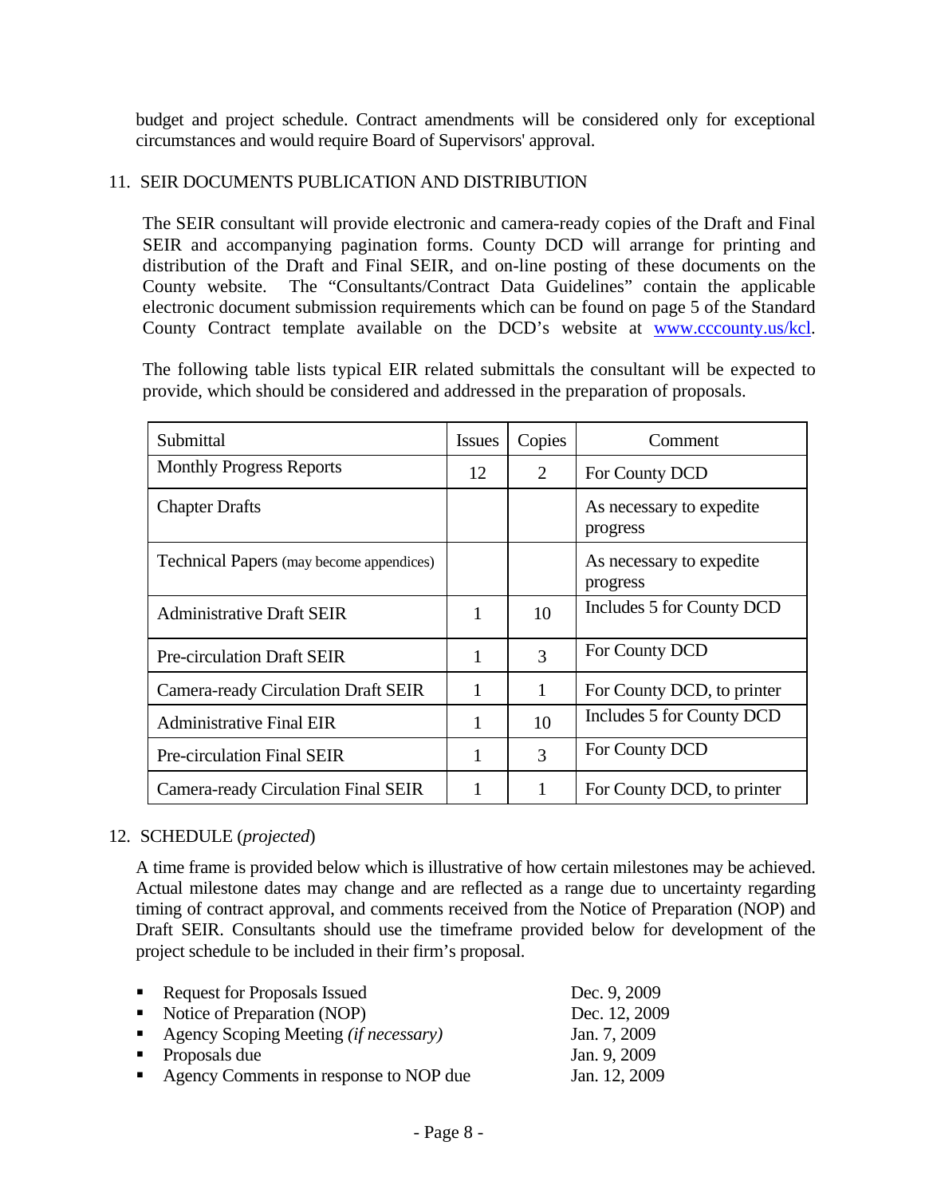budget and project schedule. Contract amendments will be considered only for exceptional circumstances and would require Board of Supervisors' approval.

## 11. SEIR DOCUMENTS PUBLICATION AND DISTRIBUTION

The SEIR consultant will provide electronic and camera-ready copies of the Draft and Final SEIR and accompanying pagination forms. County DCD will arrange for printing and distribution of the Draft and Final SEIR, and on-line posting of these documents on the County website. The "Consultants/Contract Data Guidelines" contain the applicable electronic document submission requirements which can be found on page 5 of the Standard County Contract template available on the DCD's website at www.cccounty.us/kcl.

The following table lists typical EIR related submittals the consultant will be expected to provide, which should be considered and addressed in the preparation of proposals.

| Submittal | Issues | Copies | Comment |
|---|---|---|---|
| Monthly Progress Reports | 12 | 2 | For County DCD |
| Chapter Drafts | | | As necessary to expedite progress |
| Technical Papers (may become appendices) | | | As necessary to expedite progress |
| Administrative Draft SEIR | 1 | 10 | Includes 5 for County DCD |
| Pre-circulation Draft SEIR | 1 | 3 | For County DCD |
| Camera-ready Circulation Draft SEIR | 1 | 1 | For County DCD, to printer |
| Administrative Final EIR | 1 | 10 | Includes 5 for County DCD |
| Pre-circulation Final SEIR | 1 | 3 | For County DCD |
| Camera-ready Circulation Final SEIR | 1 | 1 | For County DCD, to printer |

## 12. SCHEDULE (*projected*)

A time frame is provided below which is illustrative of how certain milestones may be achieved. Actual milestone dates may change and are reflected as a range due to uncertainty regarding timing of contract approval, and comments received from the Notice of Preparation (NOP) and Draft SEIR. Consultants should use the timeframe provided below for development of the project schedule to be included in their firm's proposal.

- Request for Proposals Issued — Dec. 9, 2009
- Notice of Preparation (NOP) — Dec. 12, 2009
- Agency Scoping Meeting *(if necessary)* — Jan. 7, 2009
- Proposals due — Jan. 9, 2009
- Agency Comments in response to NOP due — Jan. 12, 2009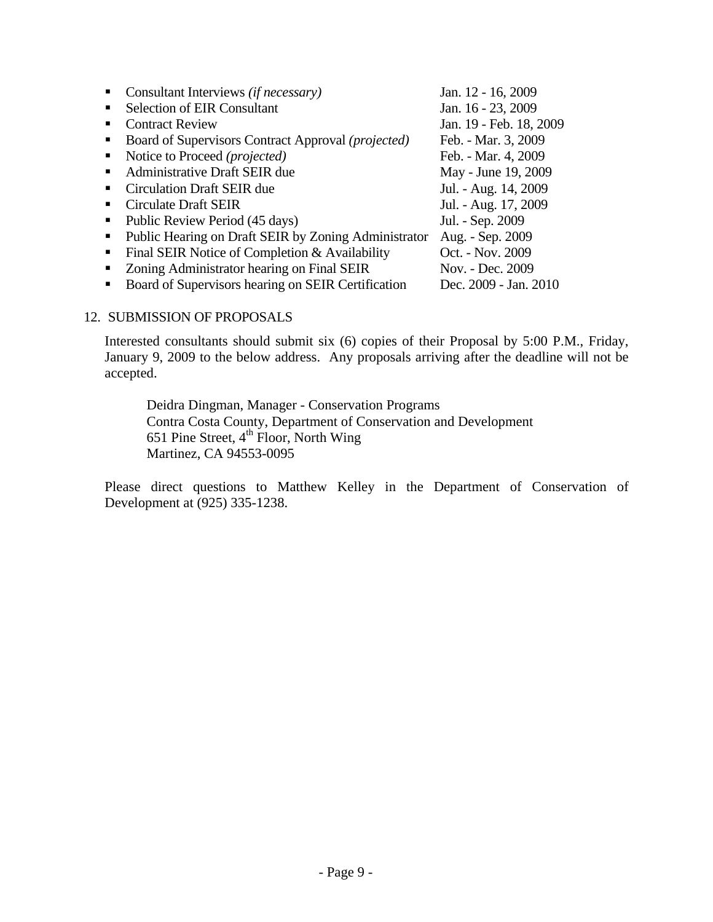- Consultant Interviews *(if necessary)* Jan. 12 - 16, 2009
- Selection of EIR Consultant Jan. 16 - 23, 2009
- Contract Review Jan. 19 - Feb. 18, 2009
- Board of Supervisors Contract Approval *(projected)* Feb. - Mar. 3, 2009
- Notice to Proceed *(projected)* Feb. - Mar. 4, 2009
- Administrative Draft SEIR due May - June 19, 2009
- Circulation Draft SEIR due Jul. - Aug. 14, 2009
- Circulate Draft SEIR Jul. - Aug. 17, 2009
- Public Review Period (45 days) Jul. - Sep. 2009
- Public Hearing on Draft SEIR by Zoning Administrator Aug. - Sep. 2009
- Final SEIR Notice of Completion & Availability Oct. - Nov. 2009
- Zoning Administrator hearing on Final SEIR Nov. - Dec. 2009
- Board of Supervisors hearing on SEIR Certification Dec. 2009 - Jan. 2010

12. SUBMISSION OF PROPOSALS

Interested consultants should submit six (6) copies of their Proposal by 5:00 P.M., Friday, January 9, 2009 to the below address. Any proposals arriving after the deadline will not be accepted.

> Deidra Dingman, Manager - Conservation Programs
> Contra Costa County, Department of Conservation and Development
> 651 Pine Street, 4th Floor, North Wing
> Martinez, CA 94553-0095

Please direct questions to Matthew Kelley in the Department of Conservation of Development at (925) 335-1238.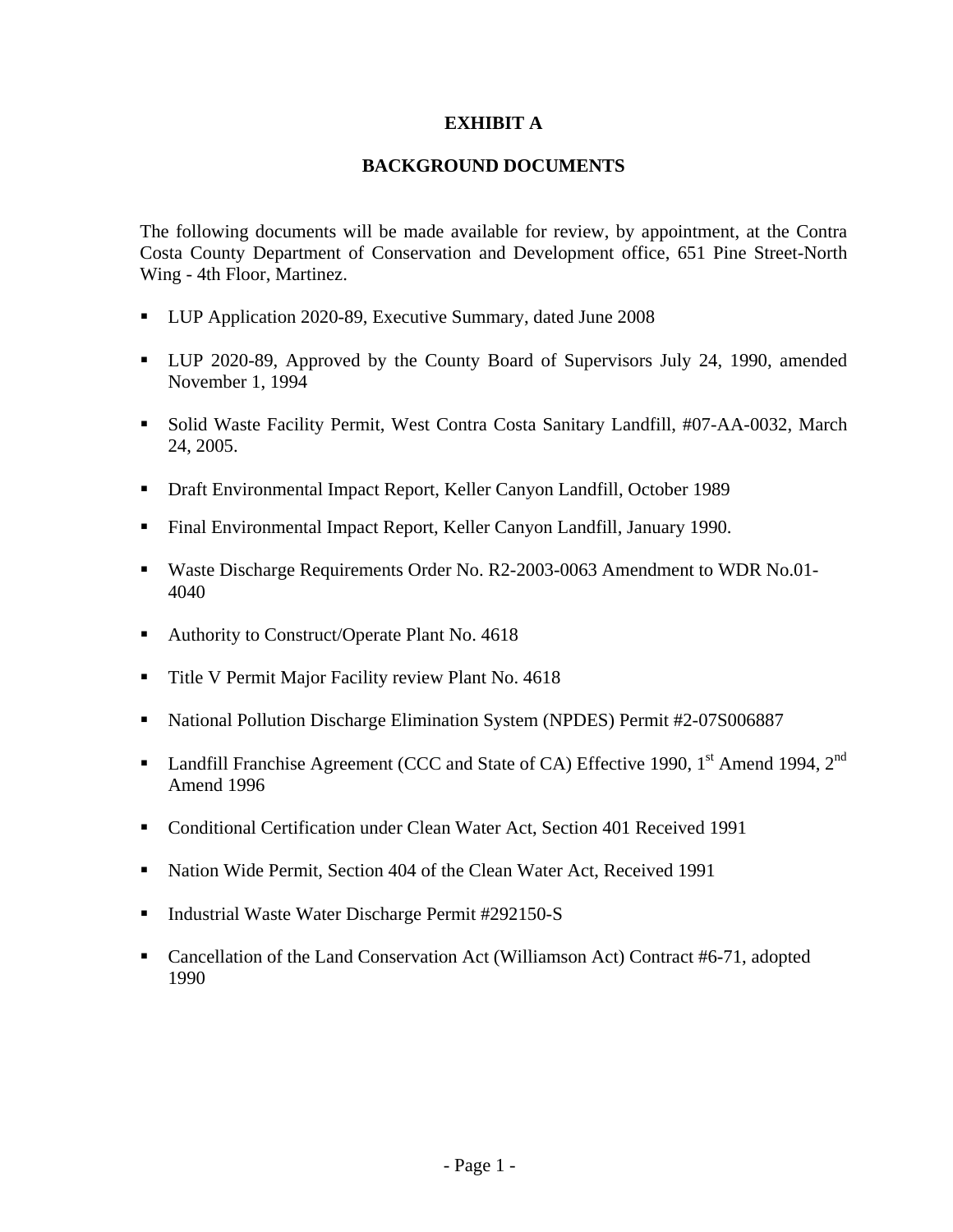# EXHIBIT A

## BACKGROUND DOCUMENTS

The following documents will be made available for review, by appointment, at the Contra Costa County Department of Conservation and Development office, 651 Pine Street-North Wing - 4th Floor, Martinez.

- LUP Application 2020-89, Executive Summary, dated June 2008
- LUP 2020-89, Approved by the County Board of Supervisors July 24, 1990, amended November 1, 1994
- Solid Waste Facility Permit, West Contra Costa Sanitary Landfill, #07-AA-0032, March 24, 2005.
- Draft Environmental Impact Report, Keller Canyon Landfill, October 1989
- Final Environmental Impact Report, Keller Canyon Landfill, January 1990.
- Waste Discharge Requirements Order No. R2-2003-0063 Amendment to WDR No.01-4040
- Authority to Construct/Operate Plant No. 4618
- Title V Permit Major Facility review Plant No. 4618
- National Pollution Discharge Elimination System (NPDES) Permit #2-07S006887
- Landfill Franchise Agreement (CCC and State of CA) Effective 1990, 1st Amend 1994, 2nd Amend 1996
- Conditional Certification under Clean Water Act, Section 401 Received 1991
- Nation Wide Permit, Section 404 of the Clean Water Act, Received 1991
- Industrial Waste Water Discharge Permit #292150-S
- Cancellation of the Land Conservation Act (Williamson Act) Contract #6-71, adopted 1990